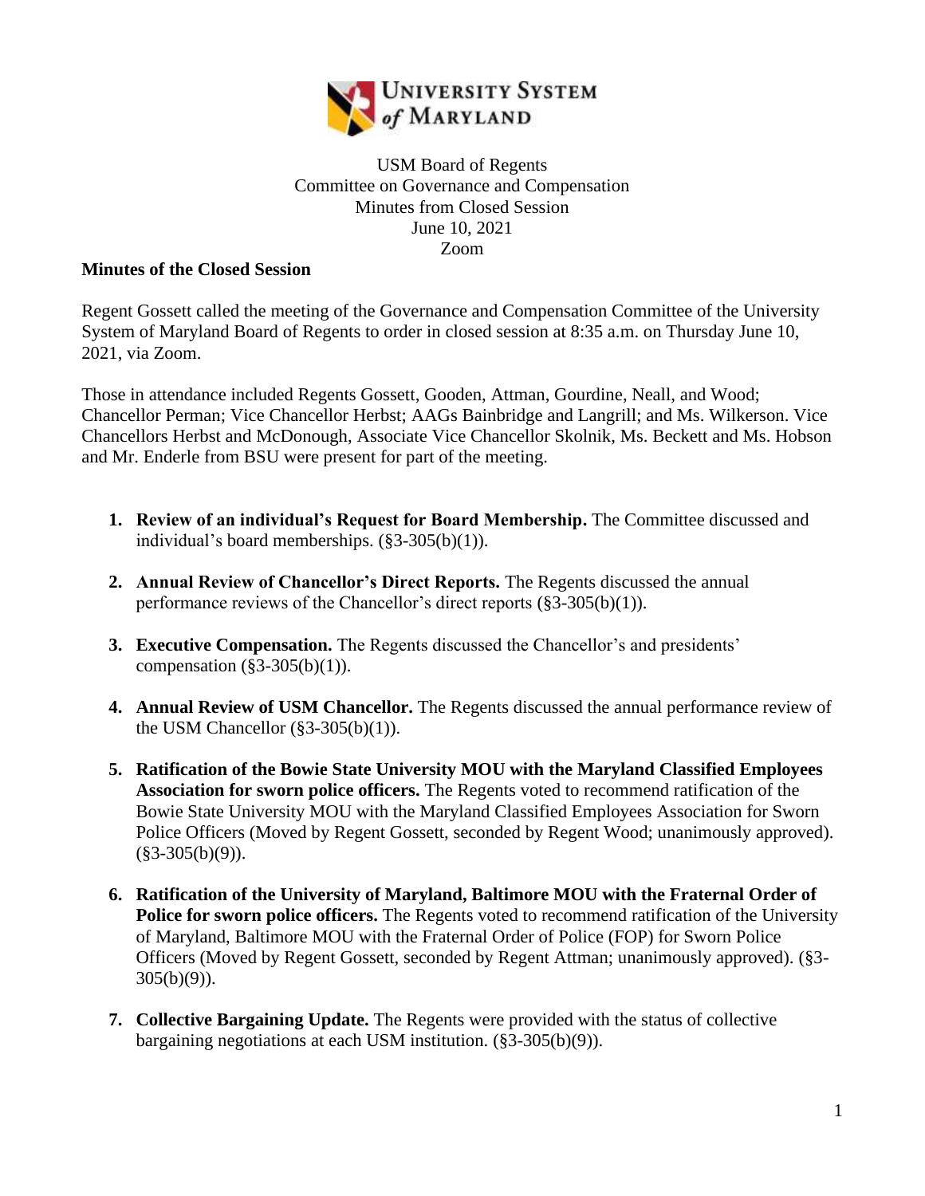USM Board of Regents
Committee on Governance and Compensation
Minutes from Closed Session
June 10, 2021
Zoom

**Minutes of the Closed Session**

Regent Gossett called the meeting of the Governance and Compensation Committee of the University System of Maryland Board of Regents to order in closed session at 8:35 a.m. on Thursday June 10, 2021, via Zoom.

Those in attendance included Regents Gossett, Gooden, Attman, Gourdine, Neall, and Wood; Chancellor Perman; Vice Chancellor Herbst; AAGs Bainbridge and Langrill; and Ms. Wilkerson. Vice Chancellors Herbst and McDonough, Associate Vice Chancellor Skolnik, Ms. Beckett and Ms. Hobson and Mr. Enderle from BSU were present for part of the meeting.

1. **Review of an individual's Request for Board Membership.** The Committee discussed and individual's board memberships. (§3-305(b)(1)).

2. **Annual Review of Chancellor's Direct Reports.** The Regents discussed the annual performance reviews of the Chancellor's direct reports (§3-305(b)(1)).

3. **Executive Compensation.** The Regents discussed the Chancellor's and presidents' compensation (§3-305(b)(1)).

4. **Annual Review of USM Chancellor.** The Regents discussed the annual performance review of the USM Chancellor (§3-305(b)(1)).

5. **Ratification of the Bowie State University MOU with the Maryland Classified Employees Association for sworn police officers.** The Regents voted to recommend ratification of the Bowie State University MOU with the Maryland Classified Employees Association for Sworn Police Officers (Moved by Regent Gossett, seconded by Regent Wood; unanimously approved). (§3-305(b)(9)).

6. **Ratification of the University of Maryland, Baltimore MOU with the Fraternal Order of Police for sworn police officers.** The Regents voted to recommend ratification of the University of Maryland, Baltimore MOU with the Fraternal Order of Police (FOP) for Sworn Police Officers (Moved by Regent Gossett, seconded by Regent Attman; unanimously approved). (§3-305(b)(9)).

7. **Collective Bargaining Update.** The Regents were provided with the status of collective bargaining negotiations at each USM institution. (§3-305(b)(9)).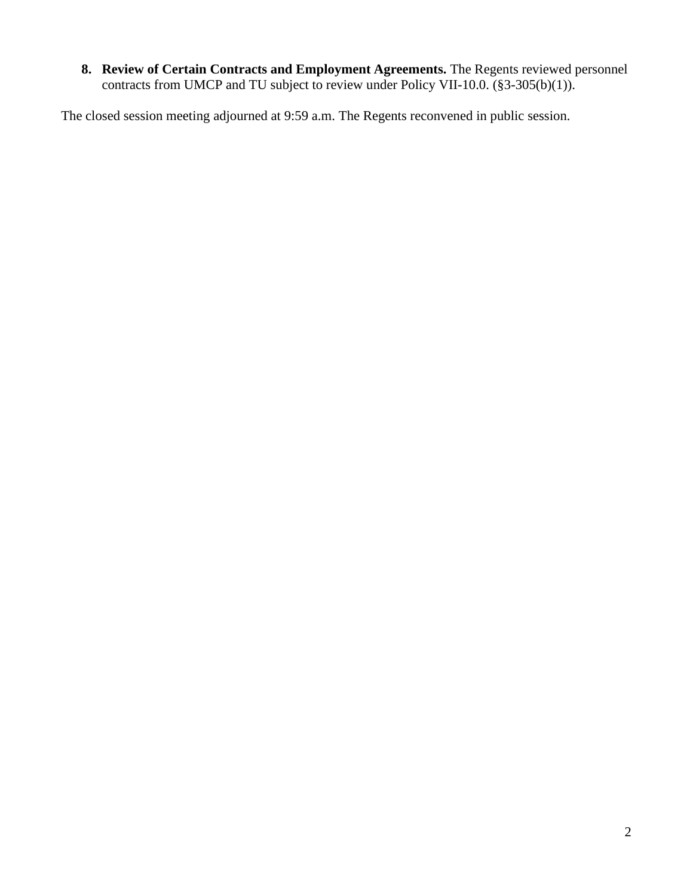8. **Review of Certain Contracts and Employment Agreements.** The Regents reviewed personnel contracts from UMCP and TU subject to review under Policy VII-10.0. (§3-305(b)(1)).

The closed session meeting adjourned at 9:59 a.m. The Regents reconvened in public session.